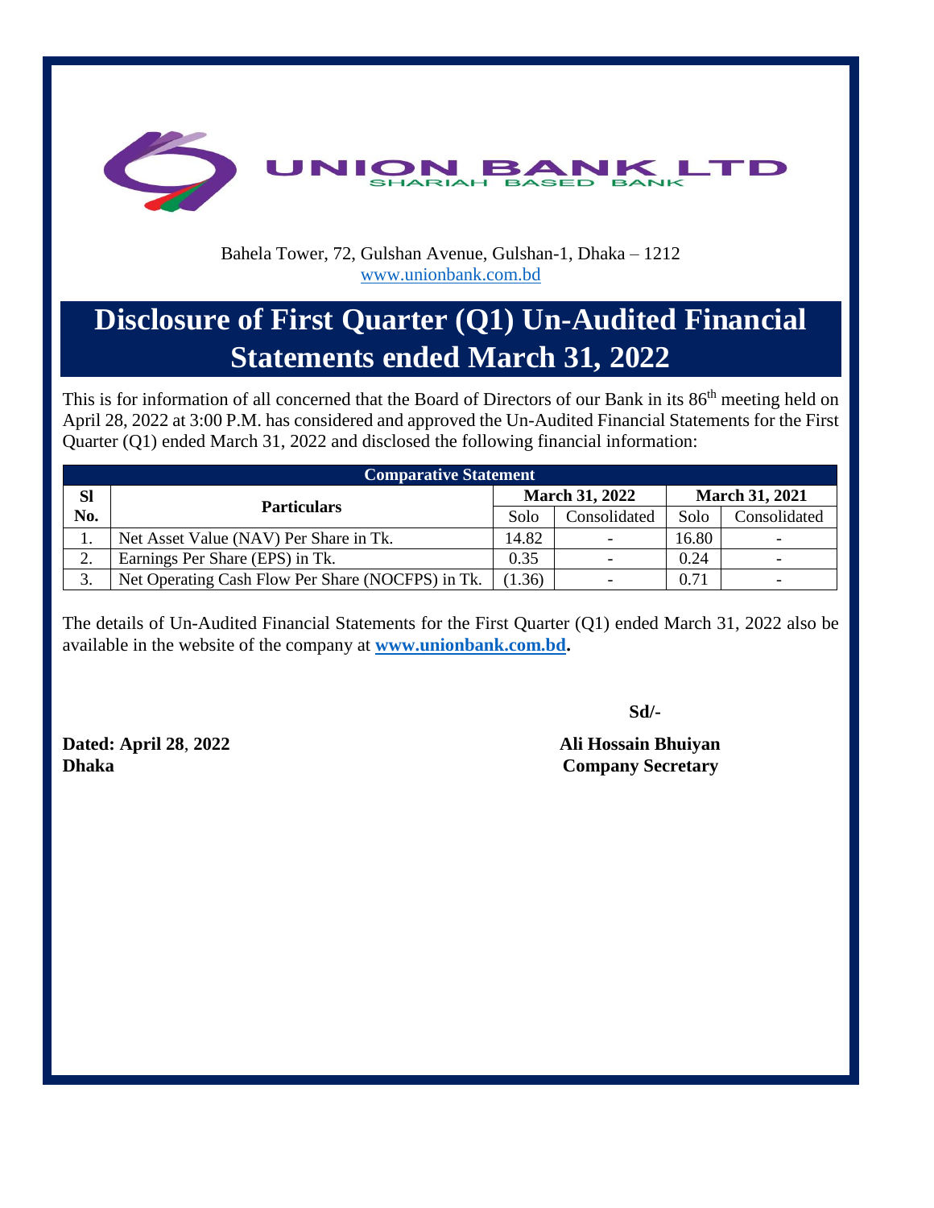# UNION BANK LTD

SHARIAH BASED BANK

Bahela Tower, 72, Gulshan Avenue, Gulshan-1, Dhaka – 1212
www.unionbank.com.bd

## Disclosure of First Quarter (Q1) Un-Audited Financial Statements ended March 31, 2022

This is for information of all concerned that the Board of Directors of our Bank in its 86th meeting held on April 28, 2022 at 3:00 P.M. has considered and approved the Un-Audited Financial Statements for the First Quarter (Q1) ended March 31, 2022 and disclosed the following financial information:

| Comparative Statement | | | | | |
|---|---|---|---|---|---|
| **Sl No.** | **Particulars** | **March 31, 2022** | | **March 31, 2021** | |
| | | Solo | Consolidated | Solo | Consolidated |
| 1. | Net Asset Value (NAV) Per Share in Tk. | 14.82 | - | 16.80 | - |
| 2. | Earnings Per Share (EPS) in Tk. | 0.35 | - | 0.24 | - |
| 3. | Net Operating Cash Flow Per Share (NOCFPS) in Tk. | (1.36) | - | 0.71 | - |

The details of Un-Audited Financial Statements for the First Quarter (Q1) ended March 31, 2022 also be available in the website of the company at **www.unionbank.com.bd.**

**Sd/-**

**Dated: April 28, 2022**
**Dhaka**

**Ali Hossain Bhuiyan**
**Company Secretary**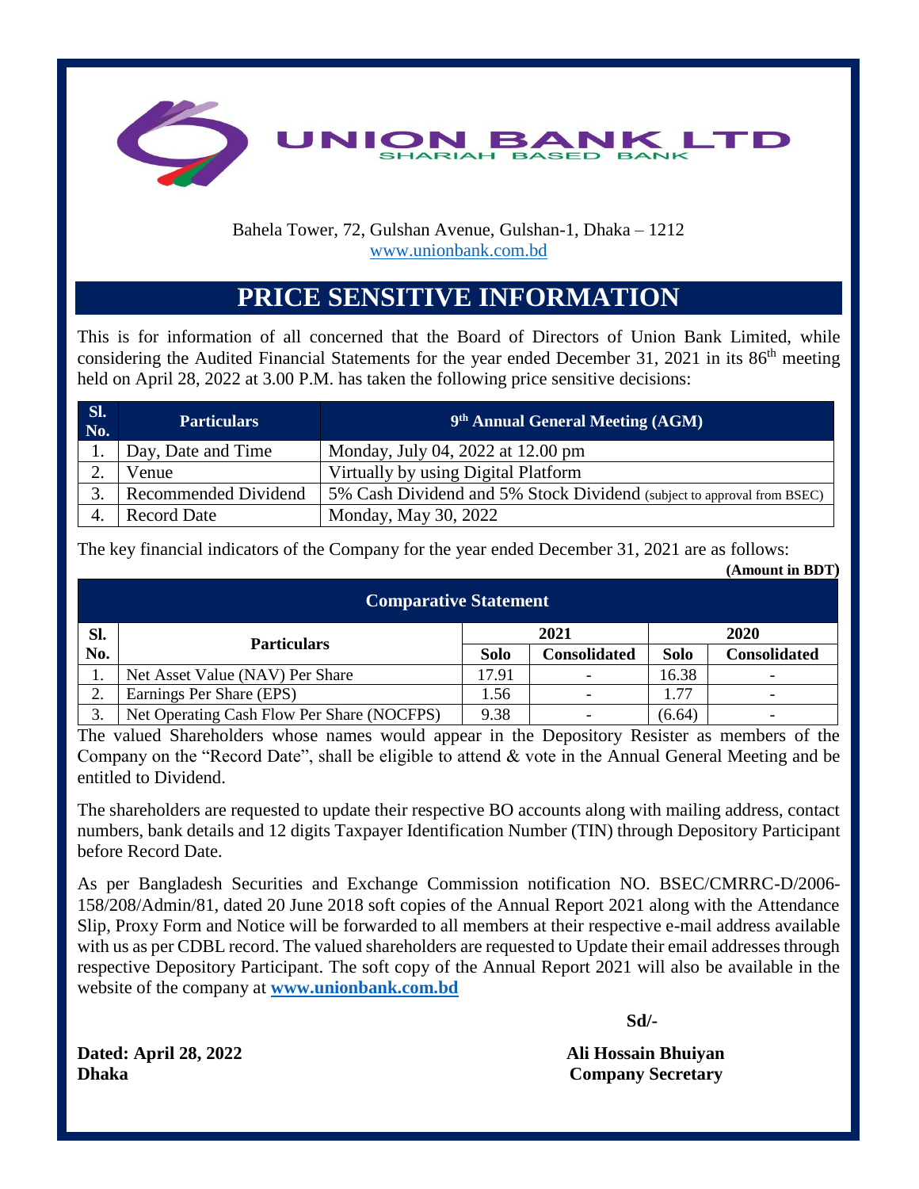# UNION BANK LTD

SHARIAH BASED BANK

Bahela Tower, 72, Gulshan Avenue, Gulshan-1, Dhaka – 1212
www.unionbank.com.bd

## PRICE SENSITIVE INFORMATION

This is for information of all concerned that the Board of Directors of Union Bank Limited, while considering the Audited Financial Statements for the year ended December 31, 2021 in its 86th meeting held on April 28, 2022 at 3.00 P.M. has taken the following price sensitive decisions:

| Sl. No. | Particulars | 9th Annual General Meeting (AGM) |
|---|---|---|
| 1. | Day, Date and Time | Monday, July 04, 2022 at 12.00 pm |
| 2. | Venue | Virtually by using Digital Platform |
| 3. | Recommended Dividend | 5% Cash Dividend and 5% Stock Dividend (subject to approval from BSEC) |
| 4. | Record Date | Monday, May 30, 2022 |

The key financial indicators of the Company for the year ended December 31, 2021 are as follows:

**(Amount in BDT)**

**Comparative Statement**

| Sl. No. | Particulars | 2021 | | 2020 | |
|---|---|---|---|---|---|
| | | Solo | Consolidated | Solo | Consolidated |
| 1. | Net Asset Value (NAV) Per Share | 17.91 | - | 16.38 | - |
| 2. | Earnings Per Share (EPS) | 1.56 | - | 1.77 | - |
| 3. | Net Operating Cash Flow Per Share (NOCFPS) | 9.38 | - | (6.64) | - |

The valued Shareholders whose names would appear in the Depository Resister as members of the Company on the "Record Date", shall be eligible to attend & vote in the Annual General Meeting and be entitled to Dividend.

The shareholders are requested to update their respective BO accounts along with mailing address, contact numbers, bank details and 12 digits Taxpayer Identification Number (TIN) through Depository Participant before Record Date.

As per Bangladesh Securities and Exchange Commission notification NO. BSEC/CMRRC-D/2006-158/208/Admin/81, dated 20 June 2018 soft copies of the Annual Report 2021 along with the Attendance Slip, Proxy Form and Notice will be forwarded to all members at their respective e-mail address available with us as per CDBL record. The valued shareholders are requested to Update their email addresses through respective Depository Participant. The soft copy of the Annual Report 2021 will also be available in the website of the company at **www.unionbank.com.bd**

**Sd/-**

**Dated: April 28, 2022**
**Dhaka**

**Ali Hossain Bhuiyan**
**Company Secretary**